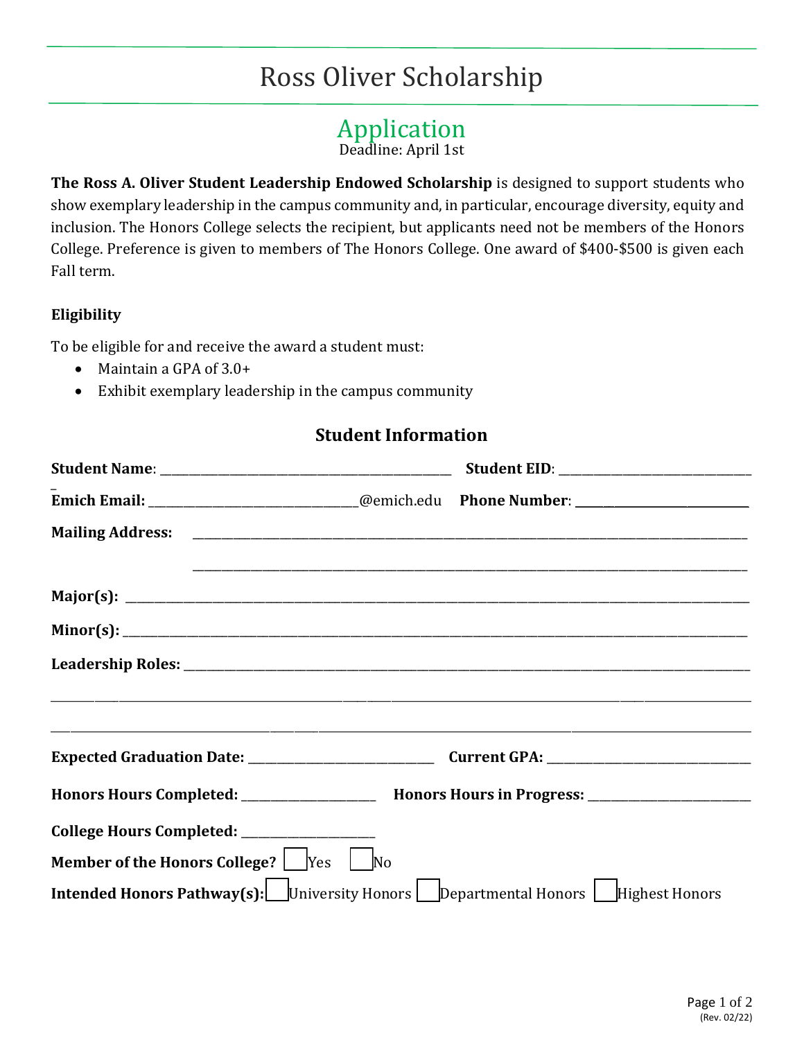# Ross Oliver Scholarship

## Application

Deadline: April 1st

**The Ross A. Oliver Student Leadership Endowed Scholarship** is designed to support students who show exemplary leadership in the campus community and, in particular, encourage diversity, equity and inclusion. The Honors College selects the recipient, but applicants need not be members of the Honors College. Preference is given to members of The Honors College. One award of $400-$500 is given each Fall term.

### Eligibility

To be eligible for and receive the award a student must:

- Maintain a GPA of 3.0+
- Exhibit exemplary leadership in the campus community

### Student Information

**Student Name**: ____________________________________________ **Student EID**: ______________________________

**Emich Email:** ________________________________@emich.edu **Phone Number**: ___________________________

**Mailing Address:** ______________________________________________________________________________________

______________________________________________________________________________________

**Major(s):** ______________________________________________________________________________________________

**Minor(s):** ______________________________________________________________________________________________

**Leadership Roles:** _____________________________________________________________________________________

__________________________________________________________________________________________________________

__________________________________________________________________________________________________________

**Expected Graduation Date:** ____________________________ **Current GPA:** _______________________________

**Honors Hours Completed:** _____________________ **Honors Hours in Progress:** _________________________

**College Hours Completed:** _____________________

**Member of the Honors College?** ☐ Yes ☐ No

**Intended Honors Pathway(s):** ☐ University Honors ☐ Departmental Honors ☐ Highest Honors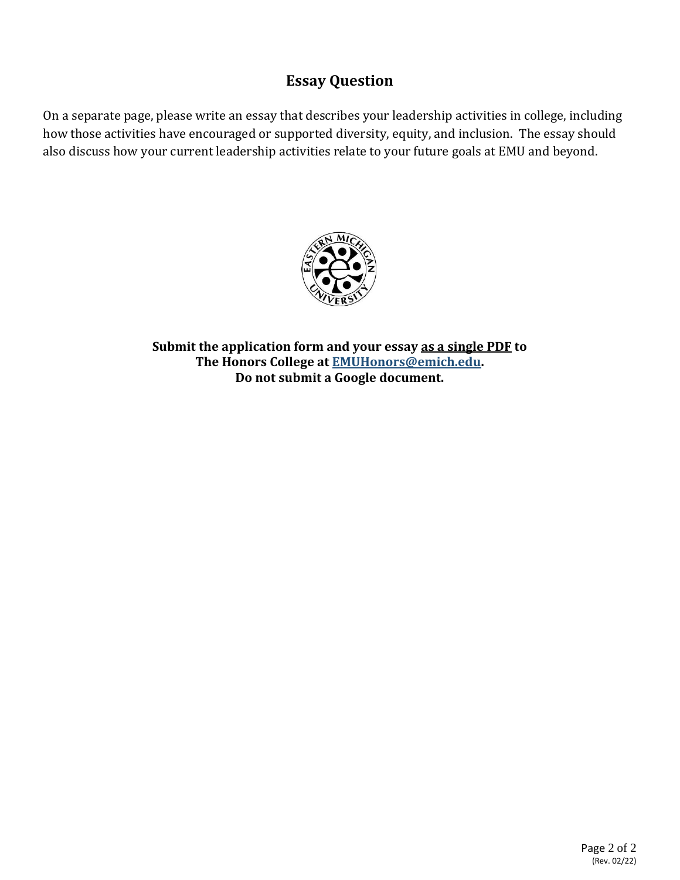## Essay Question

On a separate page, please write an essay that describes your leadership activities in college, including how those activities have encouraged or supported diversity, equity, and inclusion. The essay should also discuss how your current leadership activities relate to your future goals at EMU and beyond.

**Submit the application form and your essay <u>as a single PDF</u> to The Honors College at [EMUHonors@emich.edu](mailto:EMUHonors@emich.edu). Do not submit a Google document.**

(Rev. 02/22)